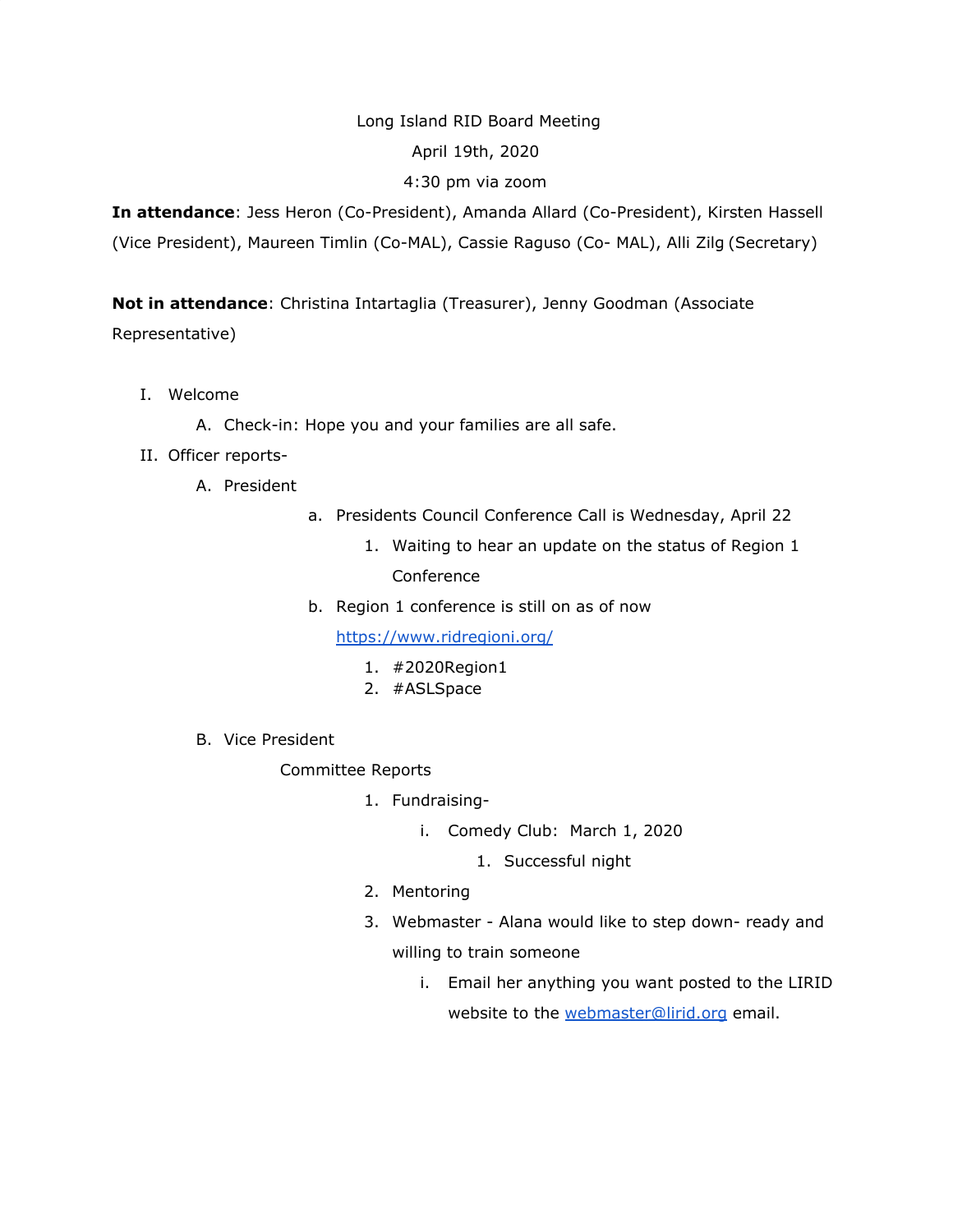Long Island RID Board Meeting

April 19th, 2020

4:30 pm via zoom

**In attendance**: Jess Heron (Co-President), Amanda Allard (Co-President), Kirsten Hassell (Vice President), Maureen Timlin (Co-MAL), Cassie Raguso (Co- MAL), Alli Zilg (Secretary)

**Not in attendance**: Christina Intartaglia (Treasurer), Jenny Goodman (Associate Representative)

I. Welcome
    A. Check-in: Hope you and your families are all safe.
II. Officer reports-
    A. President
        a. Presidents Council Conference Call is Wednesday, April 22
            1. Waiting to hear an update on the status of Region 1 Conference
        b. Region 1 conference is still on as of now [https://www.ridregioni.org/](https://www.ridregioni.org/)
            1. #2020Region1
            2. #ASLSpace
    B. Vice President

        Committee Reports
            1. Fundraising-
                i. Comedy Club: March 1, 2020
                    1. Successful night
            2. Mentoring
            3. Webmaster - Alana would like to step down- ready and willing to train someone
                i. Email her anything you want posted to the LIRID website to the [webmaster@lirid.org](mailto:webmaster@lirid.org) email.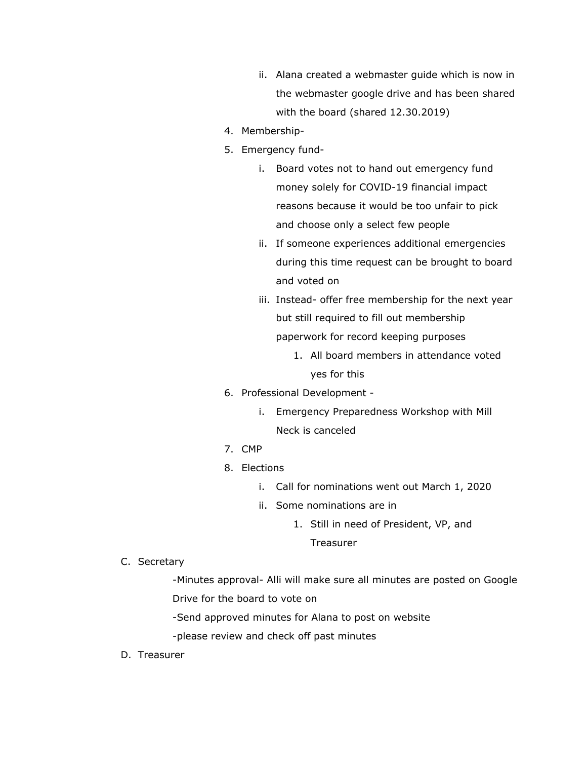ii. Alana created a webmaster guide which is now in the webmaster google drive and has been shared with the board (shared 12.30.2019)

   4. Membership-
   5. Emergency fund-
        i. Board votes not to hand out emergency fund money solely for COVID-19 financial impact reasons because it would be too unfair to pick and choose only a select few people
        ii. If someone experiences additional emergencies during this time request can be brought to board and voted on
        iii. Instead- offer free membership for the next year but still required to fill out membership paperwork for record keeping purposes
            1. All board members in attendance voted yes for this
   6. Professional Development -
        i. Emergency Preparedness Workshop with Mill Neck is canceled
   7. CMP
   8. Elections
        i. Call for nominations went out March 1, 2020
        ii. Some nominations are in
            1. Still in need of President, VP, and Treasurer

C. Secretary

-Minutes approval- Alli will make sure all minutes are posted on Google Drive for the board to vote on

-Send approved minutes for Alana to post on website

-please review and check off past minutes

D. Treasurer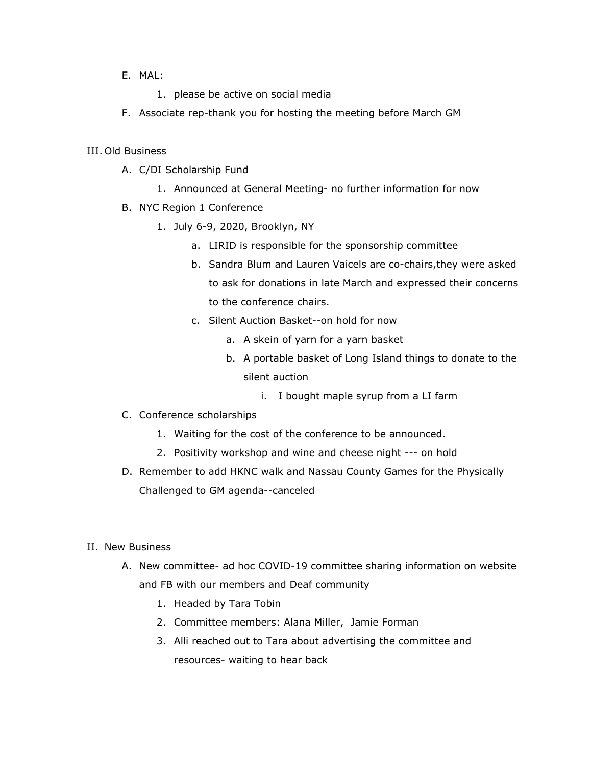E. MAL:
    1. please be active on social media

F. Associate rep-thank you for hosting the meeting before March GM

III. Old Business

A. C/DI Scholarship Fund
    1. Announced at General Meeting- no further information for now

B. NYC Region 1 Conference
    1. July 6-9, 2020, Brooklyn, NY
        a. LIRID is responsible for the sponsorship committee
        b. Sandra Blum and Lauren Vaicels are co-chairs,they were asked to ask for donations in late March and expressed their concerns to the conference chairs.
        c. Silent Auction Basket--on hold for now
            a. A skein of yarn for a yarn basket
            b. A portable basket of Long Island things to donate to the silent auction
                i. I bought maple syrup from a LI farm

C. Conference scholarships
    1. Waiting for the cost of the conference to be announced.
    2. Positivity workshop and wine and cheese night --- on hold

D. Remember to add HKNC walk and Nassau County Games for the Physically Challenged to GM agenda--canceled

II. New Business

A. New committee- ad hoc COVID-19 committee sharing information on website and FB with our members and Deaf community
    1. Headed by Tara Tobin
    2. Committee members: Alana Miller, Jamie Forman
    3. Alli reached out to Tara about advertising the committee and resources- waiting to hear back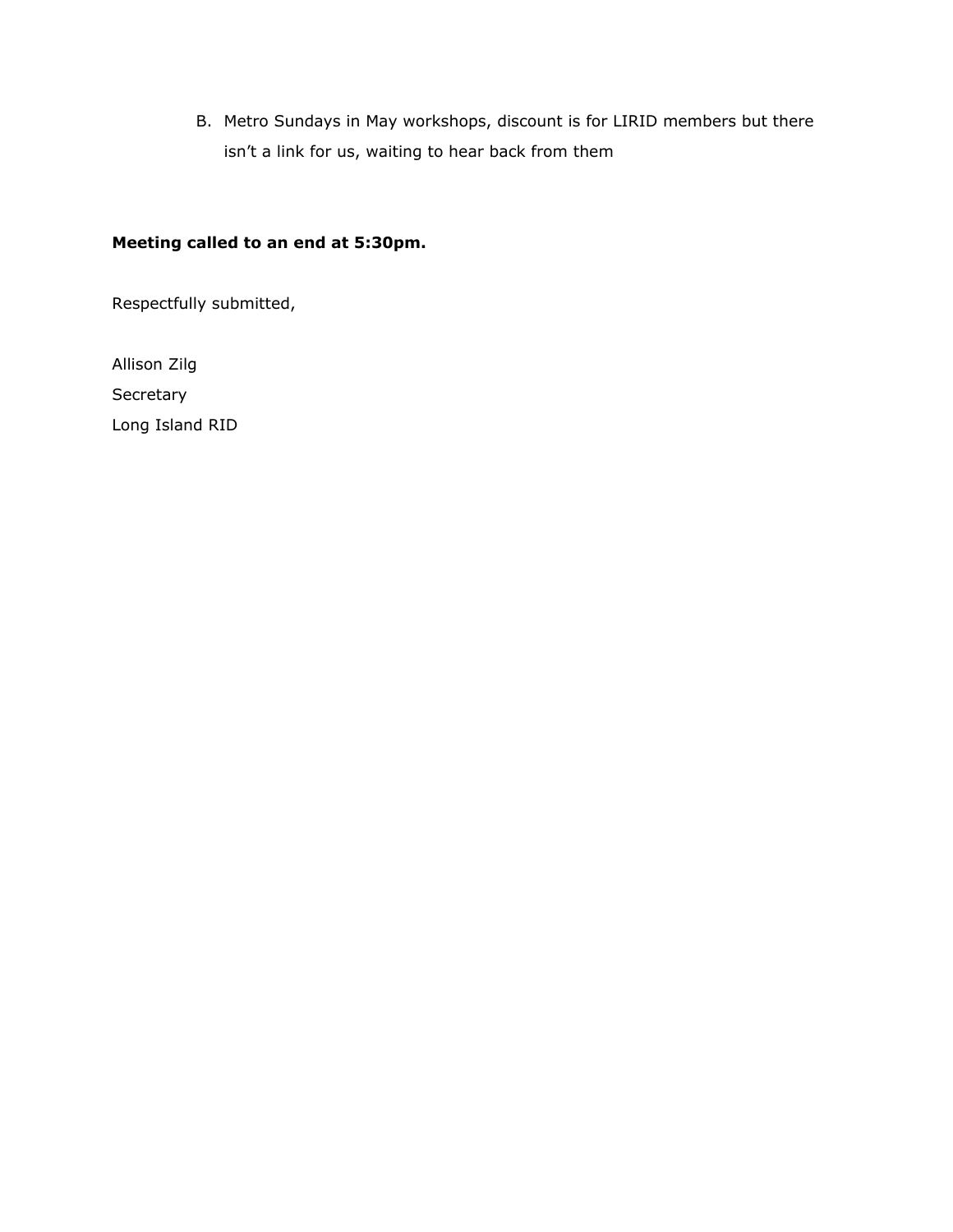B. Metro Sundays in May workshops, discount is for LIRID members but there isn't a link for us, waiting to hear back from them

**Meeting called to an end at 5:30pm.**

Respectfully submitted,

Allison Zilg
Secretary
Long Island RID